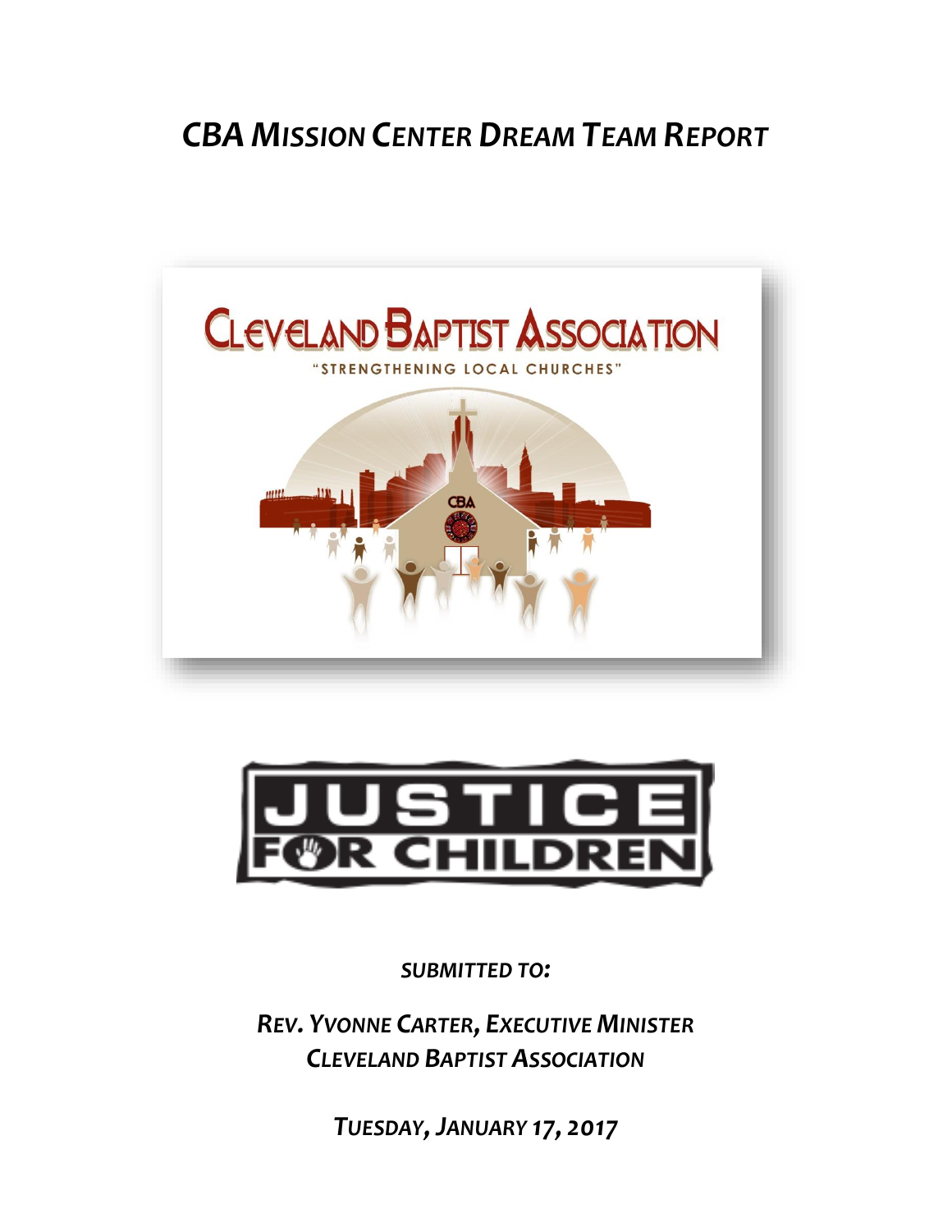# *CBA Mission Center Dream Team Report*

***Submitted to:***

***Rev. Yvonne Carter, Executive Minister***
***Cleveland Baptist Association***

***Tuesday, January 17, 2017***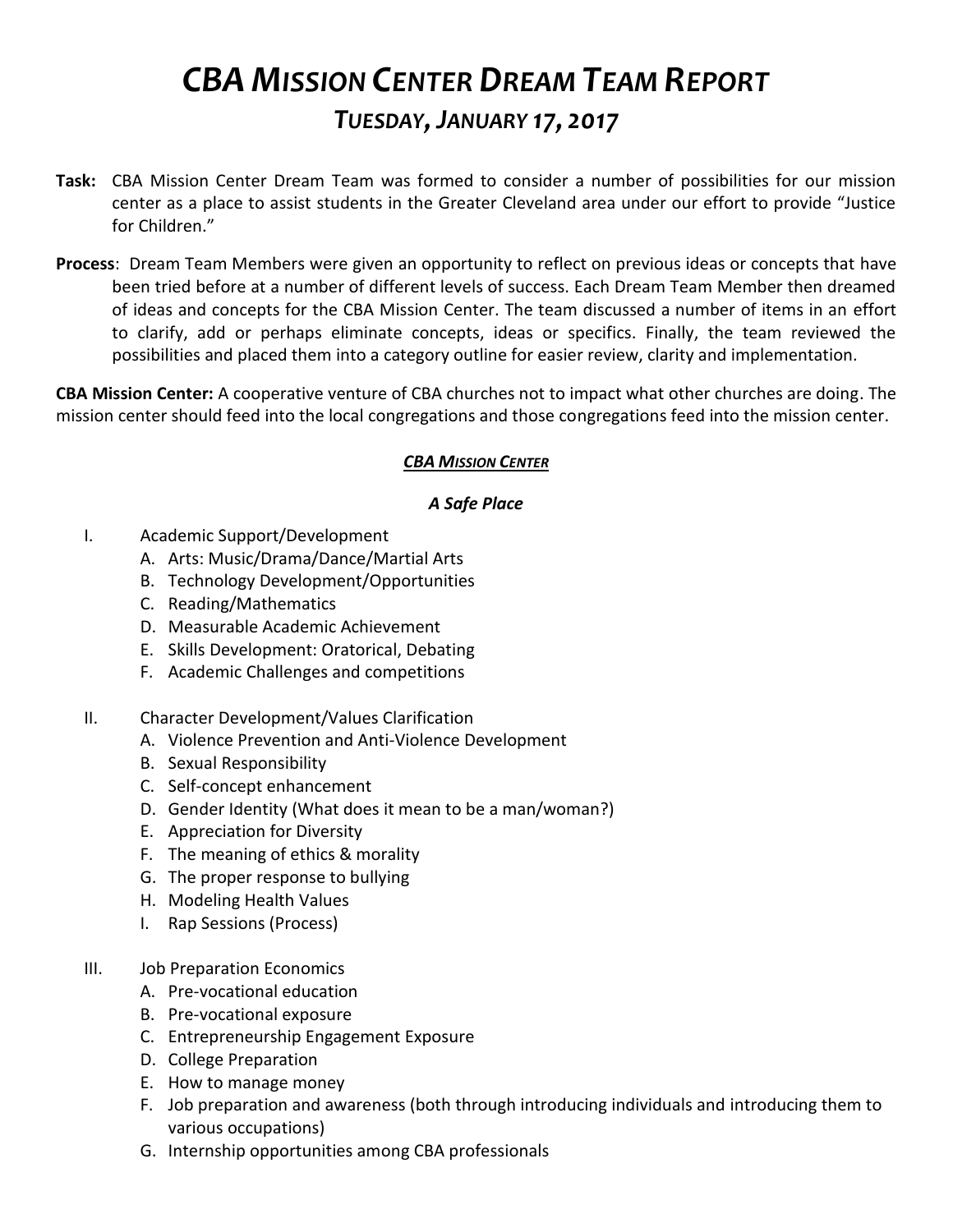# *CBA MISSION CENTER DREAM TEAM REPORT*

## *TUESDAY, JANUARY 17, 2017*

**Task:** CBA Mission Center Dream Team was formed to consider a number of possibilities for our mission center as a place to assist students in the Greater Cleveland area under our effort to provide "Justice for Children."

**Process**: Dream Team Members were given an opportunity to reflect on previous ideas or concepts that have been tried before at a number of different levels of success. Each Dream Team Member then dreamed of ideas and concepts for the CBA Mission Center. The team discussed a number of items in an effort to clarify, add or perhaps eliminate concepts, ideas or specifics. Finally, the team reviewed the possibilities and placed them into a category outline for easier review, clarity and implementation.

**CBA Mission Center:** A cooperative venture of CBA churches not to impact what other churches are doing. The mission center should feed into the local congregations and those congregations feed into the mission center.

### ***CBA MISSION CENTER***

### ***A Safe Place***

I. Academic Support/Development
   - A. Arts: Music/Drama/Dance/Martial Arts
   - B. Technology Development/Opportunities
   - C. Reading/Mathematics
   - D. Measurable Academic Achievement
   - E. Skills Development: Oratorical, Debating
   - F. Academic Challenges and competitions

II. Character Development/Values Clarification
   - A. Violence Prevention and Anti-Violence Development
   - B. Sexual Responsibility
   - C. Self-concept enhancement
   - D. Gender Identity (What does it mean to be a man/woman?)
   - E. Appreciation for Diversity
   - F. The meaning of ethics & morality
   - G. The proper response to bullying
   - H. Modeling Health Values
   - I. Rap Sessions (Process)

III. Job Preparation Economics
   - A. Pre-vocational education
   - B. Pre-vocational exposure
   - C. Entrepreneurship Engagement Exposure
   - D. College Preparation
   - E. How to manage money
   - F. Job preparation and awareness (both through introducing individuals and introducing them to various occupations)
   - G. Internship opportunities among CBA professionals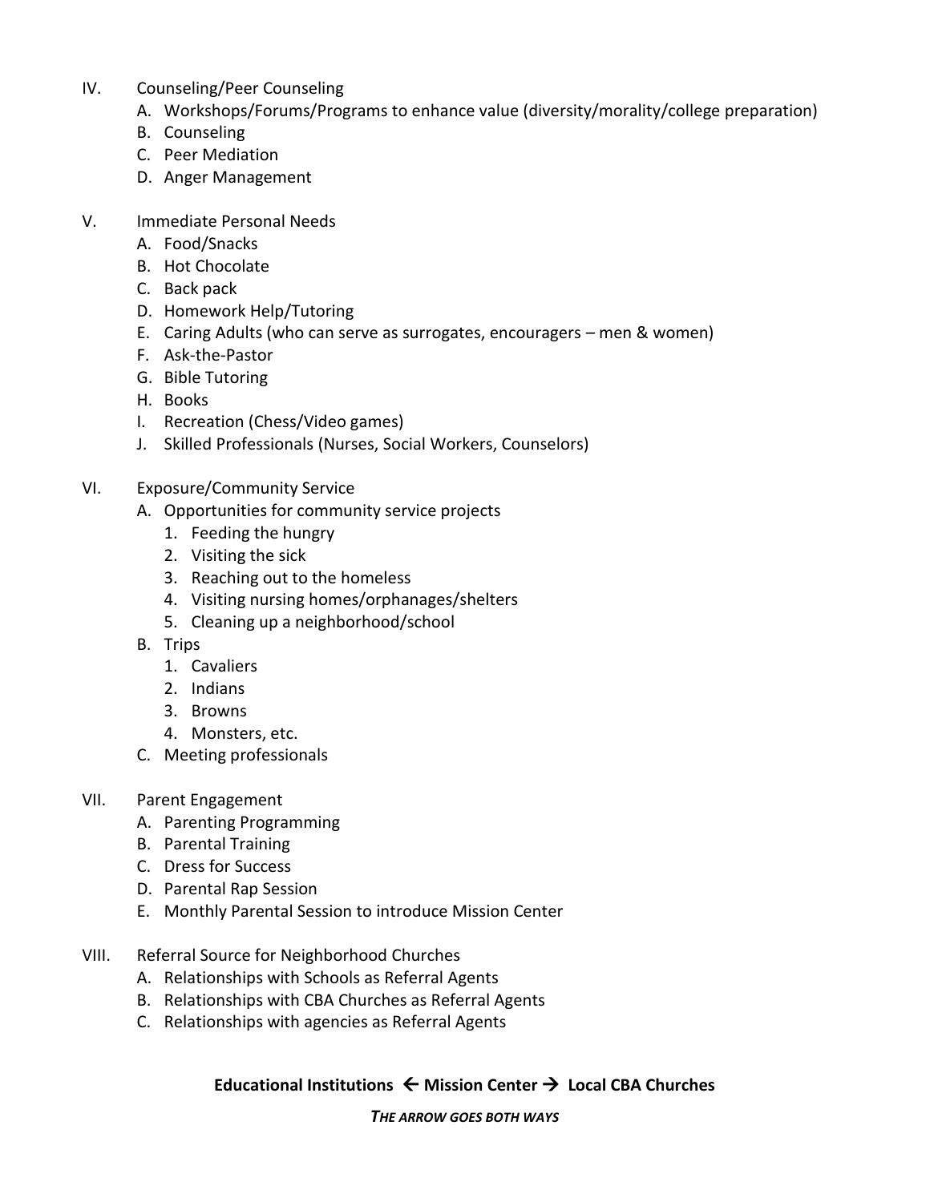IV. Counseling/Peer Counseling
   A. Workshops/Forums/Programs to enhance value (diversity/morality/college preparation)
   B. Counseling
   C. Peer Mediation
   D. Anger Management

V. Immediate Personal Needs
   A. Food/Snacks
   B. Hot Chocolate
   C. Back pack
   D. Homework Help/Tutoring
   E. Caring Adults (who can serve as surrogates, encouragers – men & women)
   F. Ask-the-Pastor
   G. Bible Tutoring
   H. Books
   I. Recreation (Chess/Video games)
   J. Skilled Professionals (Nurses, Social Workers, Counselors)

VI. Exposure/Community Service
   A. Opportunities for community service projects
      1. Feeding the hungry
      2. Visiting the sick
      3. Reaching out to the homeless
      4. Visiting nursing homes/orphanages/shelters
      5. Cleaning up a neighborhood/school
   B. Trips
      1. Cavaliers
      2. Indians
      3. Browns
      4. Monsters, etc.
   C. Meeting professionals

VII. Parent Engagement
   A. Parenting Programming
   B. Parental Training
   C. Dress for Success
   D. Parental Rap Session
   E. Monthly Parental Session to introduce Mission Center

VIII. Referral Source for Neighborhood Churches
   A. Relationships with Schools as Referral Agents
   B. Relationships with CBA Churches as Referral Agents
   C. Relationships with agencies as Referral Agents

**Educational Institutions ← Mission Center → Local CBA Churches**

***THE ARROW GOES BOTH WAYS***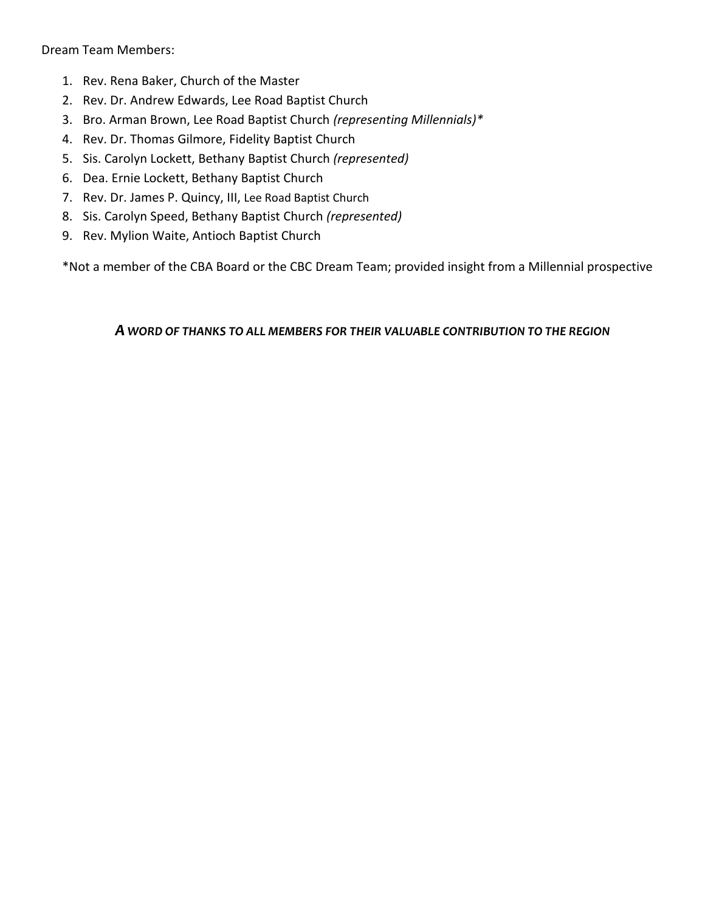Dream Team Members:

1. Rev. Rena Baker, Church of the Master
2. Rev. Dr. Andrew Edwards, Lee Road Baptist Church
3. Bro. Arman Brown, Lee Road Baptist Church *(representing Millennials)**
4. Rev. Dr. Thomas Gilmore, Fidelity Baptist Church
5. Sis. Carolyn Lockett, Bethany Baptist Church *(represented)*
6. Dea. Ernie Lockett, Bethany Baptist Church
7. Rev. Dr. James P. Quincy, III, Lee Road Baptist Church
8. Sis. Carolyn Speed, Bethany Baptist Church *(represented)*
9. Rev. Mylion Waite, Antioch Baptist Church

*Not a member of the CBA Board or the CBC Dream Team; provided insight from a Millennial prospective

***A WORD OF THANKS TO ALL MEMBERS FOR THEIR VALUABLE CONTRIBUTION TO THE REGION***